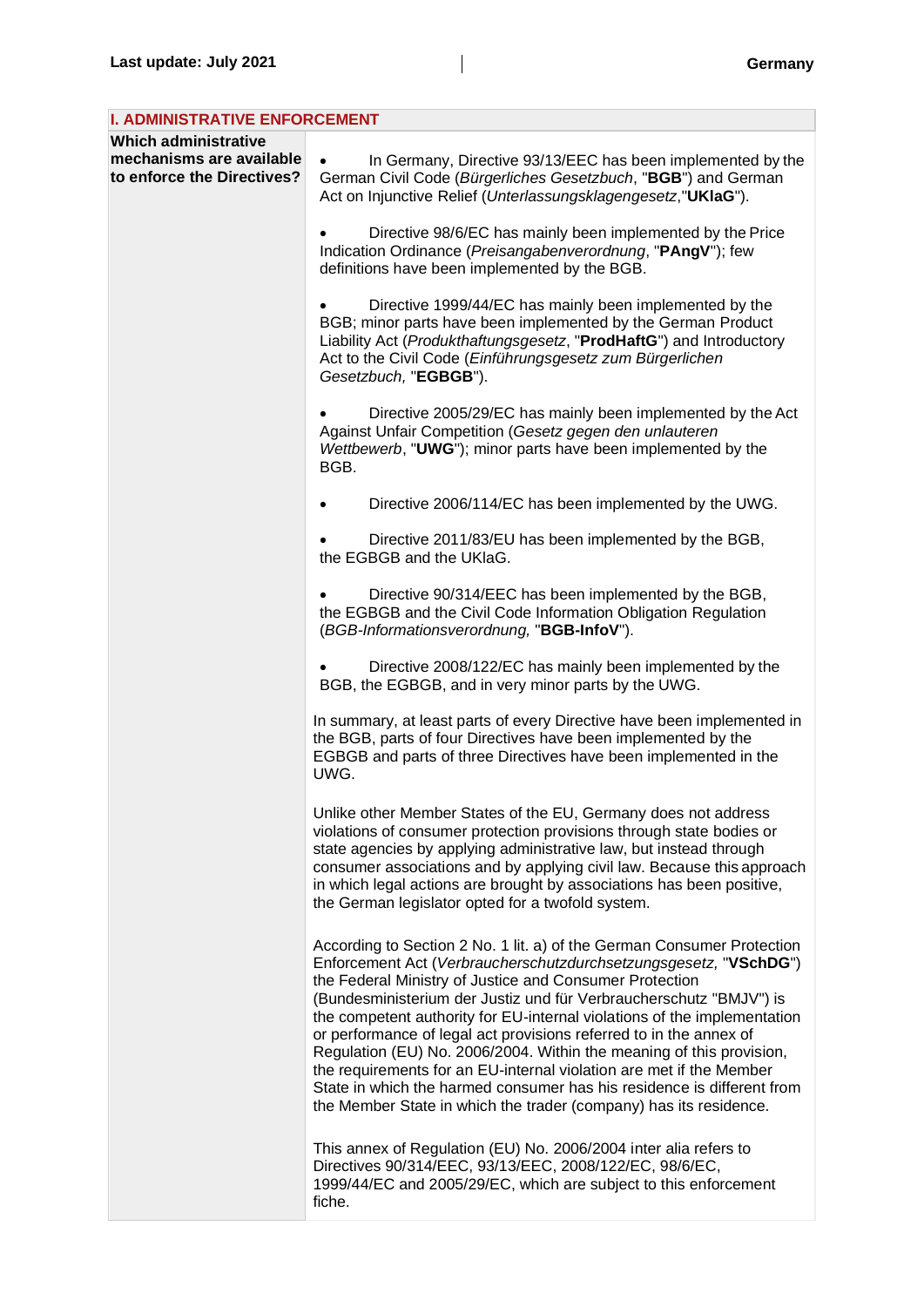## I. ADMINISTRATIVE ENFORCEMENT

| Which administrative mechanisms are available to enforce the Directives? | • In Germany, Directive 93/13/EEC has been implemented by the German Civil Code (*Bürgerliches Gesetzbuch*, "**BGB**") and German Act on Injunctive Relief (*Unterlassungsklagengesetz*,"**UKlaG**").<br><br>• Directive 98/6/EC has mainly been implemented by the Price Indication Ordinance (*Preisangabenverordnung*, "**PAngV**"); few definitions have been implemented by the BGB.<br><br>• Directive 1999/44/EC has mainly been implemented by the BGB; minor parts have been implemented by the German Product Liability Act (*Produkthaftungsgesetz*, "**ProdHaftG**") and Introductory Act to the Civil Code (*Einführungsgesetz zum Bürgerlichen Gesetzbuch,* "**EGBGB**").<br><br>• Directive 2005/29/EC has mainly been implemented by the Act Against Unfair Competition (*Gesetz gegen den unlauteren Wettbewerb*, "**UWG**"); minor parts have been implemented by the BGB.<br><br>• Directive 2006/114/EC has been implemented by the UWG.<br><br>• Directive 2011/83/EU has been implemented by the BGB, the EGBGB and the UKlaG.<br><br>• Directive 90/314/EEC has been implemented by the BGB, the EGBGB and the Civil Code Information Obligation Regulation (*BGB-Informationsverordnung,* "**BGB-InfoV**").<br><br>• Directive 2008/122/EC has mainly been implemented by the BGB, the EGBGB, and in very minor parts by the UWG.<br><br>In summary, at least parts of every Directive have been implemented in the BGB, parts of four Directives have been implemented by the EGBGB and parts of three Directives have been implemented in the UWG.<br><br>Unlike other Member States of the EU, Germany does not address violations of consumer protection provisions through state bodies or state agencies by applying administrative law, but instead through consumer associations and by applying civil law. Because this approach in which legal actions are brought by associations has been positive, the German legislator opted for a twofold system.<br><br>According to Section 2 No. 1 lit. a) of the German Consumer Protection Enforcement Act (*Verbraucherschutzdurchsetzungsgesetz,* "**VSchDG**") the Federal Ministry of Justice and Consumer Protection (Bundesministerium der Justiz und für Verbraucherschutz "BMJV") is the competent authority for EU-internal violations of the implementation or performance of legal act provisions referred to in the annex of Regulation (EU) No. 2006/2004. Within the meaning of this provision, the requirements for an EU-internal violation are met if the Member State in which the harmed consumer has his residence is different from the Member State in which the trader (company) has its residence.<br><br>This annex of Regulation (EU) No. 2006/2004 inter alia refers to Directives 90/314/EEC, 93/13/EEC, 2008/122/EC, 98/6/EC, 1999/44/EC and 2005/29/EC, which are subject to this enforcement fiche. |
|---|---|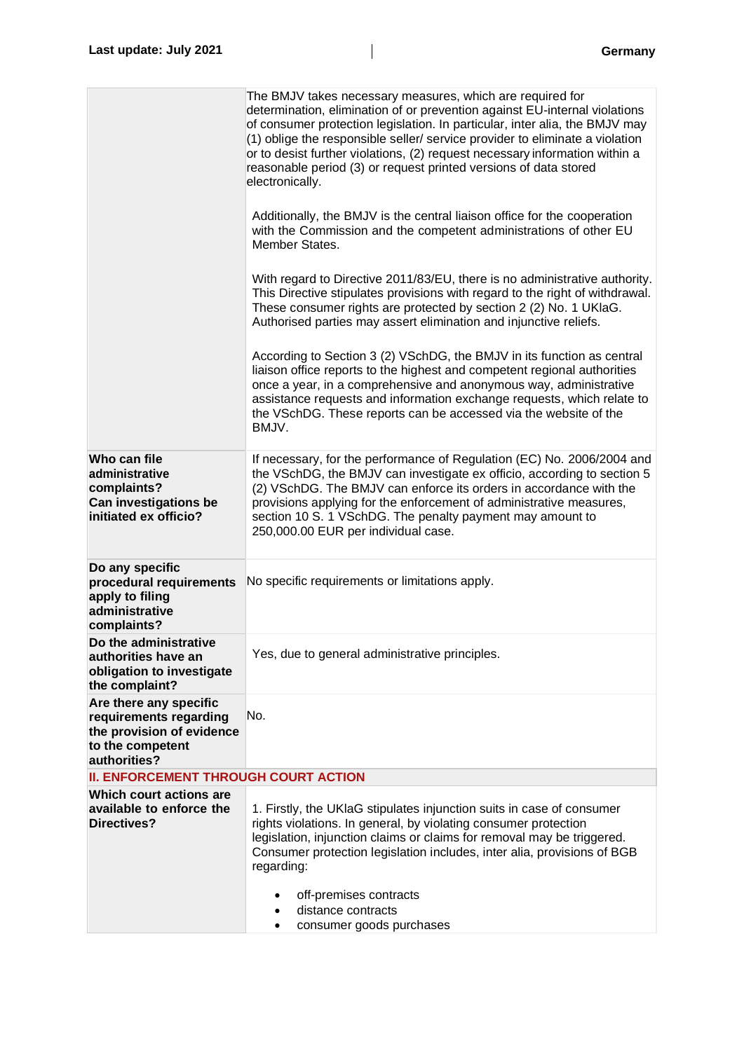| | |
|---|---|
| | The BMJV takes necessary measures, which are required for determination, elimination of or prevention against EU-internal violations of consumer protection legislation. In particular, inter alia, the BMJV may (1) oblige the responsible seller/ service provider to eliminate a violation or to desist further violations, (2) request necessary information within a reasonable period (3) or request printed versions of data stored electronically.<br><br>Additionally, the BMJV is the central liaison office for the cooperation with the Commission and the competent administrations of other EU Member States.<br><br>With regard to Directive 2011/83/EU, there is no administrative authority. This Directive stipulates provisions with regard to the right of withdrawal. These consumer rights are protected by section 2 (2) No. 1 UKlaG. Authorised parties may assert elimination and injunctive reliefs.<br><br>According to Section 3 (2) VSchDG, the BMJV in its function as central liaison office reports to the highest and competent regional authorities once a year, in a comprehensive and anonymous way, administrative assistance requests and information exchange requests, which relate to the VSchDG. These reports can be accessed via the website of the BMJV. |
| **Who can file administrative complaints? Can investigations be initiated ex officio?** | If necessary, for the performance of Regulation (EC) No. 2006/2004 and the VSchDG, the BMJV can investigate ex officio, according to section 5 (2) VSchDG. The BMJV can enforce its orders in accordance with the provisions applying for the enforcement of administrative measures, section 10 S. 1 VSchDG. The penalty payment may amount to 250,000.00 EUR per individual case. |
| **Do any specific procedural requirements apply to filing administrative complaints?** | No specific requirements or limitations apply. |
| **Do the administrative authorities have an obligation to investigate the complaint?** | Yes, due to general administrative principles. |
| **Are there any specific requirements regarding the provision of evidence to the competent authorities?** | No. |
| **II. ENFORCEMENT THROUGH COURT ACTION** | |
| **Which court actions are available to enforce the Directives?** | 1. Firstly, the UKlaG stipulates injunction suits in case of consumer rights violations. In general, by violating consumer protection legislation, injunction claims or claims for removal may be triggered. Consumer protection legislation includes, inter alia, provisions of BGB regarding:<br><br>• off-premises contracts<br>• distance contracts<br>• consumer goods purchases |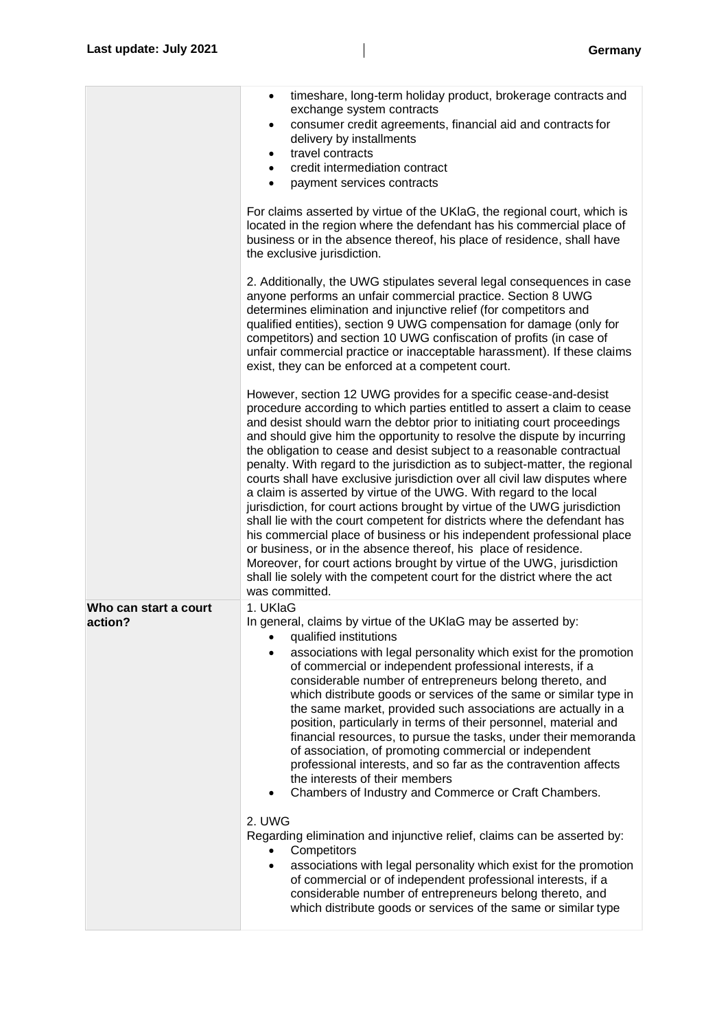| | |
|---|---|
| | • timeshare, long-term holiday product, brokerage contracts and exchange system contracts<br>• consumer credit agreements, financial aid and contracts for delivery by installments<br>• travel contracts<br>• credit intermediation contract<br>• payment services contracts<br><br>For claims asserted by virtue of the UKlaG, the regional court, which is located in the region where the defendant has his commercial place of business or in the absence thereof, his place of residence, shall have the exclusive jurisdiction.<br><br>2. Additionally, the UWG stipulates several legal consequences in case anyone performs an unfair commercial practice. Section 8 UWG determines elimination and injunctive relief (for competitors and qualified entities), section 9 UWG compensation for damage (only for competitors) and section 10 UWG confiscation of profits (in case of unfair commercial practice or inacceptable harassment). If these claims exist, they can be enforced at a competent court.<br><br>However, section 12 UWG provides for a specific cease-and-desist procedure according to which parties entitled to assert a claim to cease and desist should warn the debtor prior to initiating court proceedings and should give him the opportunity to resolve the dispute by incurring the obligation to cease and desist subject to a reasonable contractual penalty. With regard to the jurisdiction as to subject-matter, the regional courts shall have exclusive jurisdiction over all civil law disputes where a claim is asserted by virtue of the UWG. With regard to the local jurisdiction, for court actions brought by virtue of the UWG jurisdiction shall lie with the court competent for districts where the defendant has his commercial place of business or his independent professional place or business, or in the absence thereof, his place of residence. Moreover, for court actions brought by virtue of the UWG, jurisdiction shall lie solely with the competent court for the district where the act was committed. |
| **Who can start a court action?** | 1. UKlaG<br>In general, claims by virtue of the UKlaG may be asserted by:<br>• qualified institutions<br>• associations with legal personality which exist for the promotion of commercial or independent professional interests, if a considerable number of entrepreneurs belong thereto, and which distribute goods or services of the same or similar type in the same market, provided such associations are actually in a position, particularly in terms of their personnel, material and financial resources, to pursue the tasks, under their memoranda of association, of promoting commercial or independent professional interests, and so far as the contravention affects the interests of their members<br>• Chambers of Industry and Commerce or Craft Chambers.<br><br>2. UWG<br>Regarding elimination and injunctive relief, claims can be asserted by:<br>• Competitors<br>• associations with legal personality which exist for the promotion of commercial or of independent professional interests, if a considerable number of entrepreneurs belong thereto, and which distribute goods or services of the same or similar type |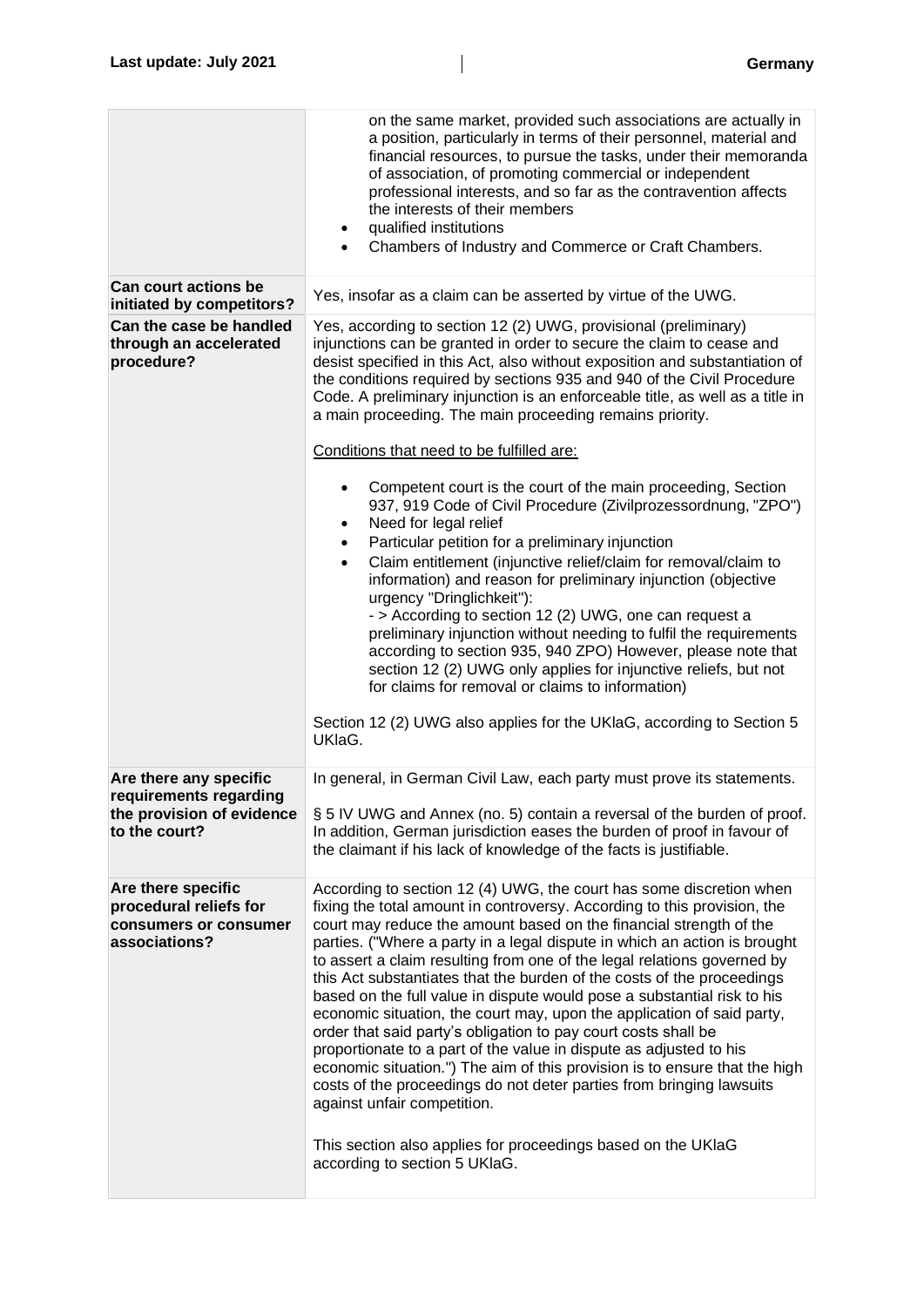| | |
|---|---|
| | on the same market, provided such associations are actually in a position, particularly in terms of their personnel, material and financial resources, to pursue the tasks, under their memoranda of association, of promoting commercial or independent professional interests, and so far as the contravention affects the interests of their members<br>• qualified institutions<br>• Chambers of Industry and Commerce or Craft Chambers. |
| **Can court actions be initiated by competitors?** | Yes, insofar as a claim can be asserted by virtue of the UWG. |
| **Can the case be handled through an accelerated procedure?** | Yes, according to section 12 (2) UWG, provisional (preliminary) injunctions can be granted in order to secure the claim to cease and desist specified in this Act, also without exposition and substantiation of the conditions required by sections 935 and 940 of the Civil Procedure Code. A preliminary injunction is an enforceable title, as well as a title in a main proceeding. The main proceeding remains priority.<br><br><u>Conditions that need to be fulfilled are:</u><br><br>• Competent court is the court of the main proceeding, Section 937, 919 Code of Civil Procedure (Zivilprozessordnung, "ZPO")<br>• Need for legal relief<br>• Particular petition for a preliminary injunction<br>• Claim entitlement (injunctive relief/claim for removal/claim to information) and reason for preliminary injunction (objective urgency "Dringlichkeit"):<br>- > According to section 12 (2) UWG, one can request a preliminary injunction without needing to fulfil the requirements according to section 935, 940 ZPO) However, please note that section 12 (2) UWG only applies for injunctive reliefs, but not for claims for removal or claims to information)<br><br>Section 12 (2) UWG also applies for the UKlaG, according to Section 5 UKlaG. |
| **Are there any specific requirements regarding the provision of evidence to the court?** | In general, in German Civil Law, each party must prove its statements.<br><br>§ 5 IV UWG and Annex (no. 5) contain a reversal of the burden of proof. In addition, German jurisdiction eases the burden of proof in favour of the claimant if his lack of knowledge of the facts is justifiable. |
| **Are there specific procedural reliefs for consumers or consumer associations?** | According to section 12 (4) UWG, the court has some discretion when fixing the total amount in controversy. According to this provision, the court may reduce the amount based on the financial strength of the parties. ("Where a party in a legal dispute in which an action is brought to assert a claim resulting from one of the legal relations governed by this Act substantiates that the burden of the costs of the proceedings based on the full value in dispute would pose a substantial risk to his economic situation, the court may, upon the application of said party, order that said party's obligation to pay court costs shall be proportionate to a part of the value in dispute as adjusted to his economic situation.") The aim of this provision is to ensure that the high costs of the proceedings do not deter parties from bringing lawsuits against unfair competition.<br><br>This section also applies for proceedings based on the UKlaG according to section 5 UKlaG. |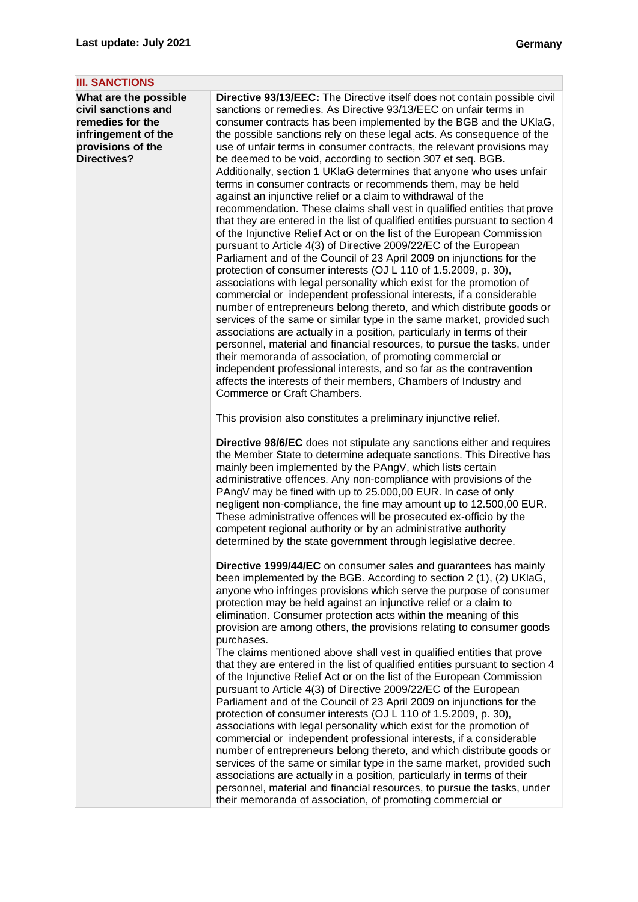| III. SANCTIONS | |
| --- | --- |
| **What are the possible civil sanctions and remedies for the infringement of the provisions of the Directives?** | **Directive 93/13/EEC:** The Directive itself does not contain possible civil sanctions or remedies. As Directive 93/13/EEC on unfair terms in consumer contracts has been implemented by the BGB and the UKlaG, the possible sanctions rely on these legal acts. As consequence of the use of unfair terms in consumer contracts, the relevant provisions may be deemed to be void, according to section 307 et seq. BGB. Additionally, section 1 UKlaG determines that anyone who uses unfair terms in consumer contracts or recommends them, may be held against an injunctive relief or a claim to withdrawal of the recommendation. These claims shall vest in qualified entities that prove that they are entered in the list of qualified entities pursuant to section 4 of the Injunctive Relief Act or on the list of the European Commission pursuant to Article 4(3) of Directive 2009/22/EC of the European Parliament and of the Council of 23 April 2009 on injunctions for the protection of consumer interests (OJ L 110 of 1.5.2009, p. 30), associations with legal personality which exist for the promotion of commercial or independent professional interests, if a considerable number of entrepreneurs belong thereto, and which distribute goods or services of the same or similar type in the same market, provided such associations are actually in a position, particularly in terms of their personnel, material and financial resources, to pursue the tasks, under their memoranda of association, of promoting commercial or independent professional interests, and so far as the contravention affects the interests of their members, Chambers of Industry and Commerce or Craft Chambers.<br><br>This provision also constitutes a preliminary injunctive relief.<br><br>**Directive 98/6/EC** does not stipulate any sanctions either and requires the Member State to determine adequate sanctions. This Directive has mainly been implemented by the PAngV, which lists certain administrative offences. Any non-compliance with provisions of the PAngV may be fined with up to 25.000,00 EUR. In case of only negligent non-compliance, the fine may amount up to 12.500,00 EUR. These administrative offences will be prosecuted ex-officio by the competent regional authority or by an administrative authority determined by the state government through legislative decree.<br><br>**Directive 1999/44/EC** on consumer sales and guarantees has mainly been implemented by the BGB. According to section 2 (1), (2) UKlaG, anyone who infringes provisions which serve the purpose of consumer protection may be held against an injunctive relief or a claim to elimination. Consumer protection acts within the meaning of this provision are among others, the provisions relating to consumer goods purchases.<br>The claims mentioned above shall vest in qualified entities that prove that they are entered in the list of qualified entities pursuant to section 4 of the Injunctive Relief Act or on the list of the European Commission pursuant to Article 4(3) of Directive 2009/22/EC of the European Parliament and of the Council of 23 April 2009 on injunctions for the protection of consumer interests (OJ L 110 of 1.5.2009, p. 30), associations with legal personality which exist for the promotion of commercial or independent professional interests, if a considerable number of entrepreneurs belong thereto, and which distribute goods or services of the same or similar type in the same market, provided such associations are actually in a position, particularly in terms of their personnel, material and financial resources, to pursue the tasks, under their memoranda of association, of promoting commercial or |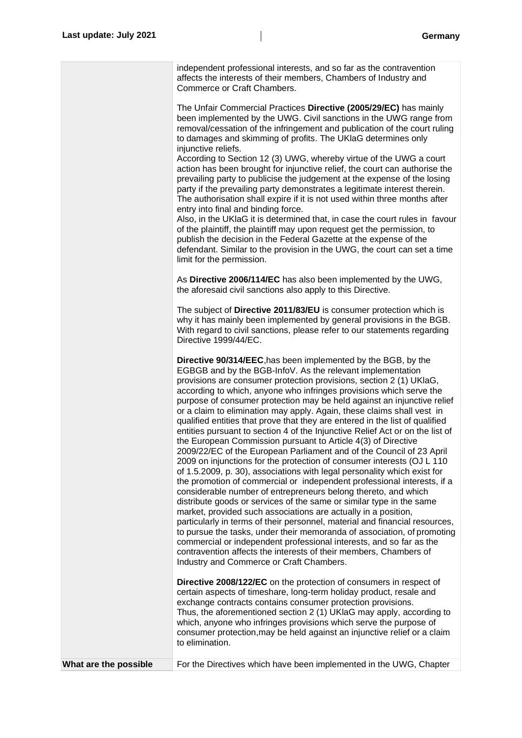| | |
|---|---|
| | independent professional interests, and so far as the contravention affects the interests of their members, Chambers of Industry and Commerce or Craft Chambers.<br><br>The Unfair Commercial Practices **Directive (2005/29/EC)** has mainly been implemented by the UWG. Civil sanctions in the UWG range from removal/cessation of the infringement and publication of the court ruling to damages and skimming of profits. The UKlaG determines only injunctive reliefs.<br>According to Section 12 (3) UWG, whereby virtue of the UWG a court action has been brought for injunctive relief, the court can authorise the prevailing party to publicise the judgement at the expense of the losing party if the prevailing party demonstrates a legitimate interest therein. The authorisation shall expire if it is not used within three months after entry into final and binding force.<br>Also, in the UKlaG it is determined that, in case the court rules in favour of the plaintiff, the plaintiff may upon request get the permission, to publish the decision in the Federal Gazette at the expense of the defendant. Similar to the provision in the UWG, the court can set a time limit for the permission.<br><br>As **Directive 2006/114/EC** has also been implemented by the UWG, the aforesaid civil sanctions also apply to this Directive.<br><br>The subject of **Directive 2011/83/EU** is consumer protection which is why it has mainly been implemented by general provisions in the BGB. With regard to civil sanctions, please refer to our statements regarding Directive 1999/44/EC.<br><br>**Directive 90/314/EEC**,has been implemented by the BGB, by the EGBGB and by the BGB-InfoV. As the relevant implementation provisions are consumer protection provisions, section 2 (1) UKlaG, according to which, anyone who infringes provisions which serve the purpose of consumer protection may be held against an injunctive relief or a claim to elimination may apply. Again, these claims shall vest in qualified entities that prove that they are entered in the list of qualified entities pursuant to section 4 of the Injunctive Relief Act or on the list of the European Commission pursuant to Article 4(3) of Directive 2009/22/EC of the European Parliament and of the Council of 23 April 2009 on injunctions for the protection of consumer interests (OJ L 110 of 1.5.2009, p. 30), associations with legal personality which exist for the promotion of commercial or independent professional interests, if a considerable number of entrepreneurs belong thereto, and which distribute goods or services of the same or similar type in the same market, provided such associations are actually in a position, particularly in terms of their personnel, material and financial resources, to pursue the tasks, under their memoranda of association, of promoting commercial or independent professional interests, and so far as the contravention affects the interests of their members, Chambers of Industry and Commerce or Craft Chambers.<br><br>**Directive 2008/122/EC** on the protection of consumers in respect of certain aspects of timeshare, long-term holiday product, resale and exchange contracts contains consumer protection provisions.<br>Thus, the aforementioned section 2 (1) UKlaG may apply, according to which, anyone who infringes provisions which serve the purpose of consumer protection,may be held against an injunctive relief or a claim to elimination. |
| **What are the possible** | For the Directives which have been implemented in the UWG, Chapter |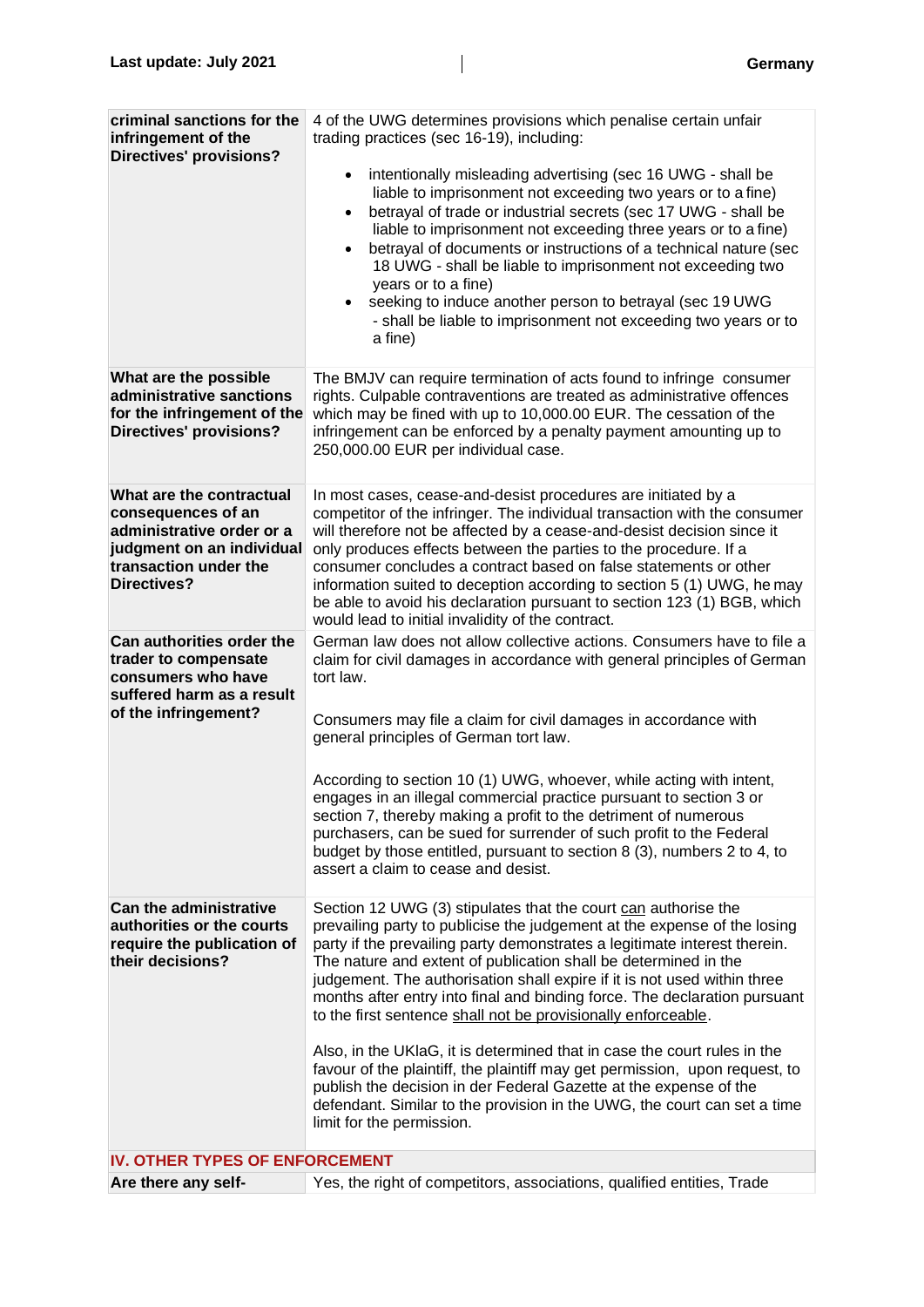| | |
|---|---|
| **criminal sanctions for the infringement of the Directives' provisions?** | 4 of the UWG determines provisions which penalise certain unfair trading practices (sec 16-19), including:<br>• intentionally misleading advertising (sec 16 UWG - shall be liable to imprisonment not exceeding two years or to a fine)<br>• betrayal of trade or industrial secrets (sec 17 UWG - shall be liable to imprisonment not exceeding three years or to a fine)<br>• betrayal of documents or instructions of a technical nature (sec 18 UWG - shall be liable to imprisonment not exceeding two years or to a fine)<br>• seeking to induce another person to betrayal (sec 19 UWG - shall be liable to imprisonment not exceeding two years or to a fine) |
| **What are the possible administrative sanctions for the infringement of the Directives' provisions?** | The BMJV can require termination of acts found to infringe consumer rights. Culpable contraventions are treated as administrative offences which may be fined with up to 10,000.00 EUR. The cessation of the infringement can be enforced by a penalty payment amounting up to 250,000.00 EUR per individual case. |
| **What are the contractual consequences of an administrative order or a judgment on an individual transaction under the Directives?** | In most cases, cease-and-desist procedures are initiated by a competitor of the infringer. The individual transaction with the consumer will therefore not be affected by a cease-and-desist decision since it only produces effects between the parties to the procedure. If a consumer concludes a contract based on false statements or other information suited to deception according to section 5 (1) UWG, he may be able to avoid his declaration pursuant to section 123 (1) BGB, which would lead to initial invalidity of the contract. |
| **Can authorities order the trader to compensate consumers who have suffered harm as a result of the infringement?** | German law does not allow collective actions. Consumers have to file a claim for civil damages in accordance with general principles of German tort law.<br><br>Consumers may file a claim for civil damages in accordance with general principles of German tort law.<br><br>According to section 10 (1) UWG, whoever, while acting with intent, engages in an illegal commercial practice pursuant to section 3 or section 7, thereby making a profit to the detriment of numerous purchasers, can be sued for surrender of such profit to the Federal budget by those entitled, pursuant to section 8 (3), numbers 2 to 4, to assert a claim to cease and desist. |
| **Can the administrative authorities or the courts require the publication of their decisions?** | Section 12 UWG (3) stipulates that the court can authorise the prevailing party to publicise the judgement at the expense of the losing party if the prevailing party demonstrates a legitimate interest therein. The nature and extent of publication shall be determined in the judgement. The authorisation shall expire if it is not used within three months after entry into final and binding force. The declaration pursuant to the first sentence shall not be provisionally enforceable.<br><br>Also, in the UKlaG, it is determined that in case the court rules in the favour of the plaintiff, the plaintiff may get permission, upon request, to publish the decision in der Federal Gazette at the expense of the defendant. Similar to the provision in the UWG, the court can set a time limit for the permission. |
| **IV. OTHER TYPES OF ENFORCEMENT** | |
| **Are there any self-** | Yes, the right of competitors, associations, qualified entities, Trade |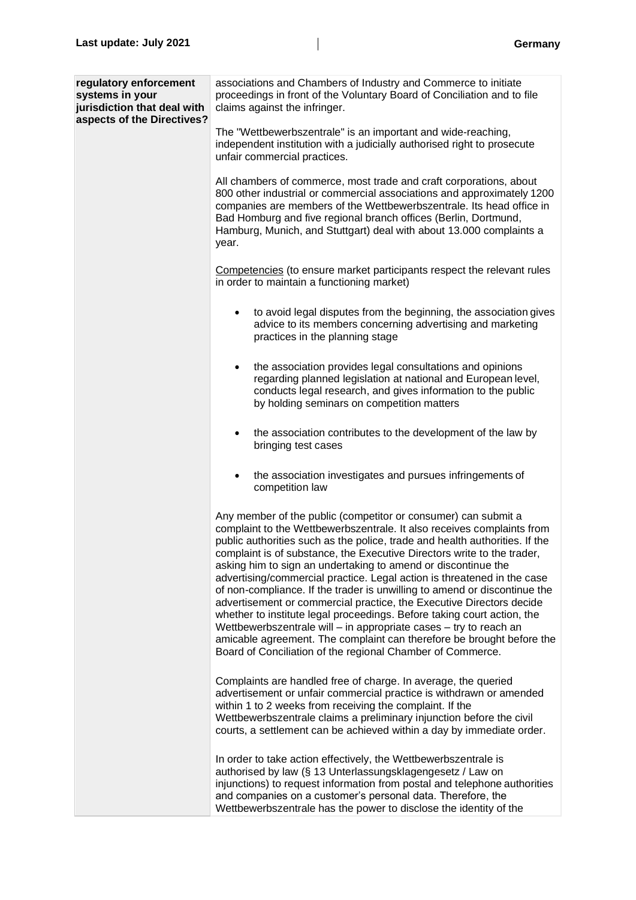| **regulatory enforcement systems in your jurisdiction that deal with aspects of the Directives?** | associations and Chambers of Industry and Commerce to initiate proceedings in front of the Voluntary Board of Conciliation and to file claims against the infringer.<br><br>The "Wettbewerbszentrale" is an important and wide-reaching, independent institution with a judicially authorised right to prosecute unfair commercial practices.<br><br>All chambers of commerce, most trade and craft corporations, about 800 other industrial or commercial associations and approximately 1200 companies are members of the Wettbewerbszentrale. Its head office in Bad Homburg and five regional branch offices (Berlin, Dortmund, Hamburg, Munich, and Stuttgart) deal with about 13.000 complaints a year.<br><br><u>Competencies</u> (to ensure market participants respect the relevant rules in order to maintain a functioning market)<br><br>• to avoid legal disputes from the beginning, the association gives advice to its members concerning advertising and marketing practices in the planning stage<br><br>• the association provides legal consultations and opinions regarding planned legislation at national and European level, conducts legal research, and gives information to the public by holding seminars on competition matters<br><br>• the association contributes to the development of the law by bringing test cases<br><br>• the association investigates and pursues infringements of competition law<br><br>Any member of the public (competitor or consumer) can submit a complaint to the Wettbewerbszentrale. It also receives complaints from public authorities such as the police, trade and health authorities. If the complaint is of substance, the Executive Directors write to the trader, asking him to sign an undertaking to amend or discontinue the advertising/commercial practice. Legal action is threatened in the case of non-compliance. If the trader is unwilling to amend or discontinue the advertisement or commercial practice, the Executive Directors decide whether to institute legal proceedings. Before taking court action, the Wettbewerbszentrale will – in appropriate cases – try to reach an amicable agreement. The complaint can therefore be brought before the Board of Conciliation of the regional Chamber of Commerce.<br><br>Complaints are handled free of charge. In average, the queried advertisement or unfair commercial practice is withdrawn or amended within 1 to 2 weeks from receiving the complaint. If the Wettbewerbszentrale claims a preliminary injunction before the civil courts, a settlement can be achieved within a day by immediate order.<br><br>In order to take action effectively, the Wettbewerbszentrale is authorised by law (§ 13 Unterlassungsklagengesetz / Law on injunctions) to request information from postal and telephone authorities and companies on a customer's personal data. Therefore, the Wettbewerbszentrale has the power to disclose the identity of the |
| --- | --- |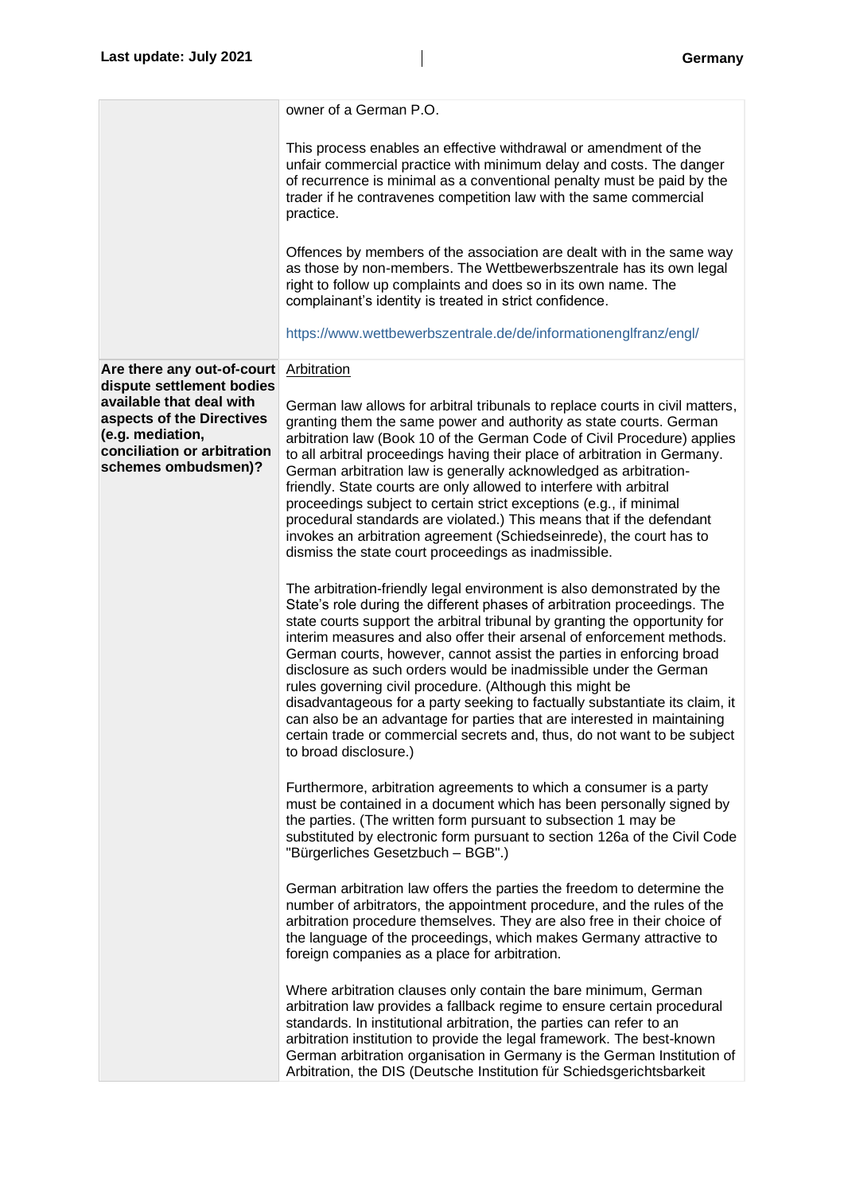| | |
|---|---|
| | owner of a German P.O.<br><br>This process enables an effective withdrawal or amendment of the unfair commercial practice with minimum delay and costs. The danger of recurrence is minimal as a conventional penalty must be paid by the trader if he contravenes competition law with the same commercial practice.<br><br>Offences by members of the association are dealt with in the same way as those by non-members. The Wettbewerbszentrale has its own legal right to follow up complaints and does so in its own name. The complainant's identity is treated in strict confidence.<br><br>https://www.wettbewerbszentrale.de/de/informationenglfranz/engl/ |
| **Are there any out-of-court dispute settlement bodies available that deal with aspects of the Directives (e.g. mediation, conciliation or arbitration schemes ombudsmen)?** | Arbitration<br><br>German law allows for arbitral tribunals to replace courts in civil matters, granting them the same power and authority as state courts. German arbitration law (Book 10 of the German Code of Civil Procedure) applies to all arbitral proceedings having their place of arbitration in Germany. German arbitration law is generally acknowledged as arbitration-friendly. State courts are only allowed to interfere with arbitral proceedings subject to certain strict exceptions (e.g., if minimal procedural standards are violated.) This means that if the defendant invokes an arbitration agreement (Schiedseinrede), the court has to dismiss the state court proceedings as inadmissible.<br><br>The arbitration-friendly legal environment is also demonstrated by the State's role during the different phases of arbitration proceedings. The state courts support the arbitral tribunal by granting the opportunity for interim measures and also offer their arsenal of enforcement methods. German courts, however, cannot assist the parties in enforcing broad disclosure as such orders would be inadmissible under the German rules governing civil procedure. (Although this might be disadvantageous for a party seeking to factually substantiate its claim, it can also be an advantage for parties that are interested in maintaining certain trade or commercial secrets and, thus, do not want to be subject to broad disclosure.)<br><br>Furthermore, arbitration agreements to which a consumer is a party must be contained in a document which has been personally signed by the parties. (The written form pursuant to subsection 1 may be substituted by electronic form pursuant to section 126a of the Civil Code "Bürgerliches Gesetzbuch – BGB".)<br><br>German arbitration law offers the parties the freedom to determine the number of arbitrators, the appointment procedure, and the rules of the arbitration procedure themselves. They are also free in their choice of the language of the proceedings, which makes Germany attractive to foreign companies as a place for arbitration.<br><br>Where arbitration clauses only contain the bare minimum, German arbitration law provides a fallback regime to ensure certain procedural standards. In institutional arbitration, the parties can refer to an arbitration institution to provide the legal framework. The best-known German arbitration organisation in Germany is the German Institution of Arbitration, the DIS (Deutsche Institution für Schiedsgerichtsbarkeit |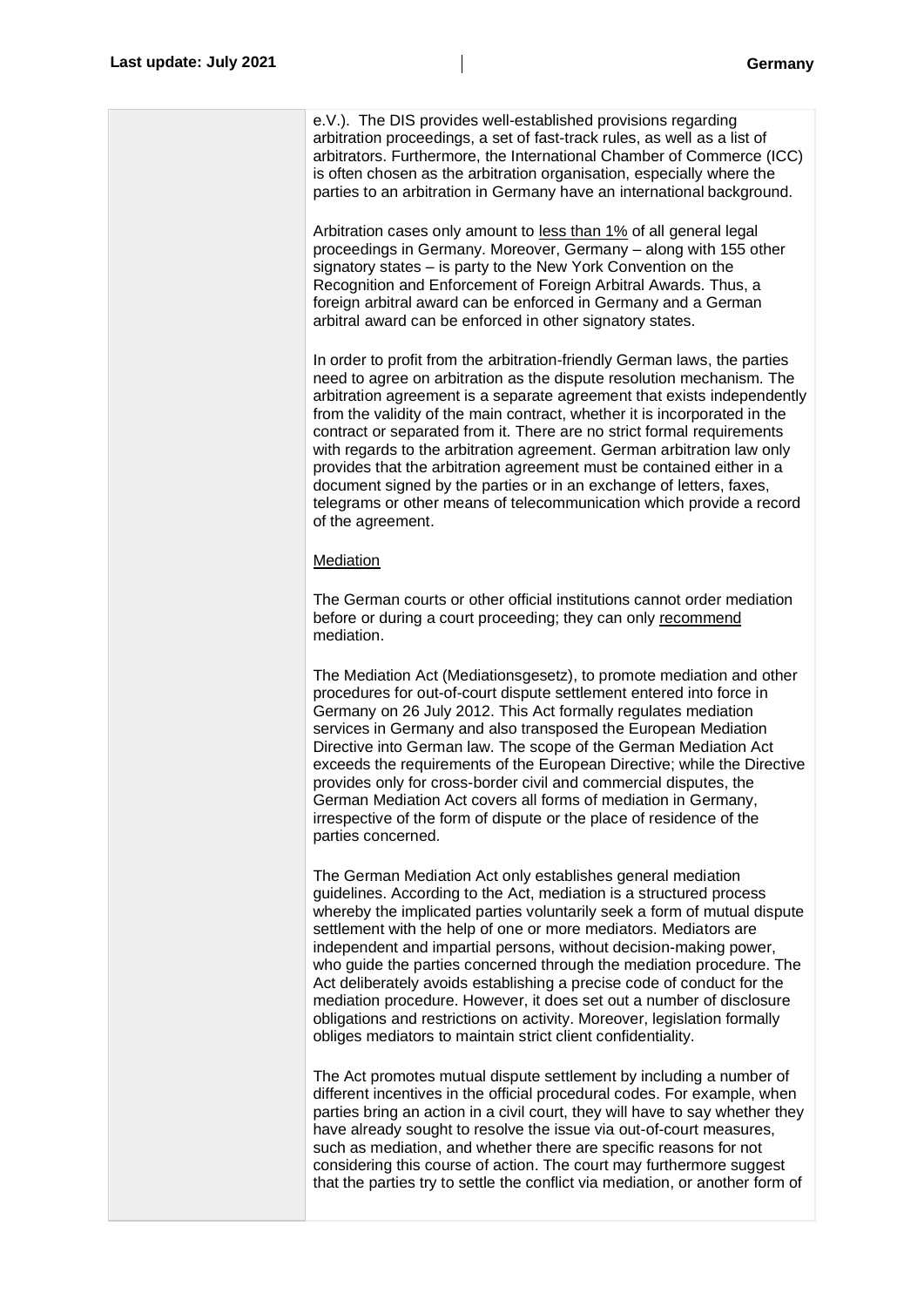e.V.). The DIS provides well-established provisions regarding arbitration proceedings, a set of fast-track rules, as well as a list of arbitrators. Furthermore, the International Chamber of Commerce (ICC) is often chosen as the arbitration organisation, especially where the parties to an arbitration in Germany have an international background.

Arbitration cases only amount to less than 1% of all general legal proceedings in Germany. Moreover, Germany – along with 155 other signatory states – is party to the New York Convention on the Recognition and Enforcement of Foreign Arbitral Awards. Thus, a foreign arbitral award can be enforced in Germany and a German arbitral award can be enforced in other signatory states.

In order to profit from the arbitration-friendly German laws, the parties need to agree on arbitration as the dispute resolution mechanism. The arbitration agreement is a separate agreement that exists independently from the validity of the main contract, whether it is incorporated in the contract or separated from it. There are no strict formal requirements with regards to the arbitration agreement. German arbitration law only provides that the arbitration agreement must be contained either in a document signed by the parties or in an exchange of letters, faxes, telegrams or other means of telecommunication which provide a record of the agreement.

Mediation

The German courts or other official institutions cannot order mediation before or during a court proceeding; they can only recommend mediation.

The Mediation Act (Mediationsgesetz), to promote mediation and other procedures for out-of-court dispute settlement entered into force in Germany on 26 July 2012. This Act formally regulates mediation services in Germany and also transposed the European Mediation Directive into German law. The scope of the German Mediation Act exceeds the requirements of the European Directive; while the Directive provides only for cross-border civil and commercial disputes, the German Mediation Act covers all forms of mediation in Germany, irrespective of the form of dispute or the place of residence of the parties concerned.

The German Mediation Act only establishes general mediation guidelines. According to the Act, mediation is a structured process whereby the implicated parties voluntarily seek a form of mutual dispute settlement with the help of one or more mediators. Mediators are independent and impartial persons, without decision-making power, who guide the parties concerned through the mediation procedure. The Act deliberately avoids establishing a precise code of conduct for the mediation procedure. However, it does set out a number of disclosure obligations and restrictions on activity. Moreover, legislation formally obliges mediators to maintain strict client confidentiality.

The Act promotes mutual dispute settlement by including a number of different incentives in the official procedural codes. For example, when parties bring an action in a civil court, they will have to say whether they have already sought to resolve the issue via out-of-court measures, such as mediation, and whether there are specific reasons for not considering this course of action. The court may furthermore suggest that the parties try to settle the conflict via mediation, or another form of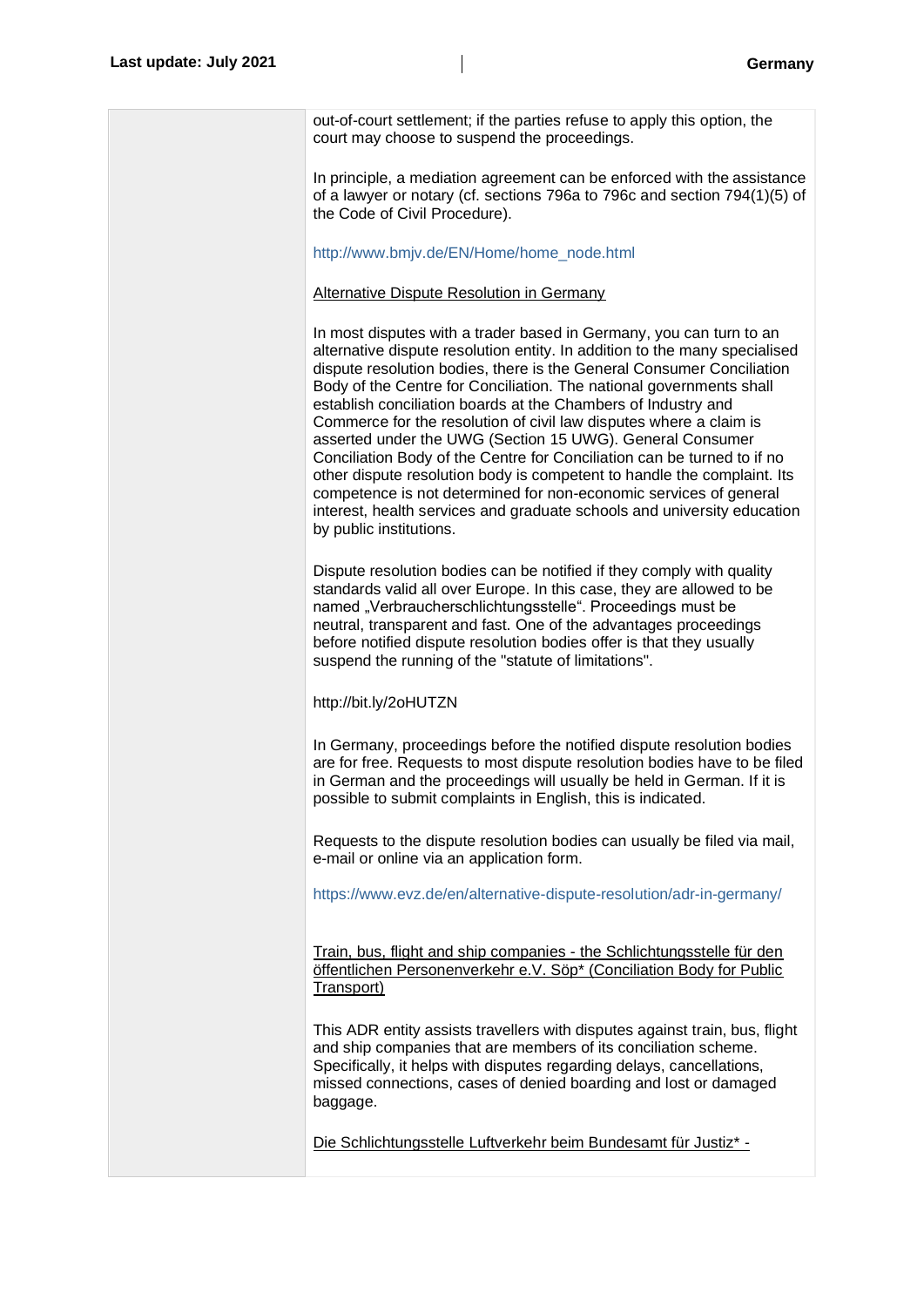out-of-court settlement; if the parties refuse to apply this option, the court may choose to suspend the proceedings.

In principle, a mediation agreement can be enforced with the assistance of a lawyer or notary (cf. sections 796a to 796c and section 794(1)(5) of the Code of Civil Procedure).

http://www.bmjv.de/EN/Home/home_node.html

Alternative Dispute Resolution in Germany

In most disputes with a trader based in Germany, you can turn to an alternative dispute resolution entity. In addition to the many specialised dispute resolution bodies, there is the General Consumer Conciliation Body of the Centre for Conciliation. The national governments shall establish conciliation boards at the Chambers of Industry and Commerce for the resolution of civil law disputes where a claim is asserted under the UWG (Section 15 UWG). General Consumer Conciliation Body of the Centre for Conciliation can be turned to if no other dispute resolution body is competent to handle the complaint. Its competence is not determined for non-economic services of general interest, health services and graduate schools and university education by public institutions.

Dispute resolution bodies can be notified if they comply with quality standards valid all over Europe. In this case, they are allowed to be named „Verbraucherschlichtungsstelle". Proceedings must be neutral, transparent and fast. One of the advantages proceedings before notified dispute resolution bodies offer is that they usually suspend the running of the "statute of limitations".

http://bit.ly/2oHUTZN

In Germany, proceedings before the notified dispute resolution bodies are for free. Requests to most dispute resolution bodies have to be filed in German and the proceedings will usually be held in German. If it is possible to submit complaints in English, this is indicated.

Requests to the dispute resolution bodies can usually be filed via mail, e-mail or online via an application form.

https://www.evz.de/en/alternative-dispute-resolution/adr-in-germany/

Train, bus, flight and ship companies - the Schlichtungsstelle für den öffentlichen Personenverkehr e.V. Söp* (Conciliation Body for Public Transport)

This ADR entity assists travellers with disputes against train, bus, flight and ship companies that are members of its conciliation scheme. Specifically, it helps with disputes regarding delays, cancellations, missed connections, cases of denied boarding and lost or damaged baggage.

Die Schlichtungsstelle Luftverkehr beim Bundesamt für Justiz* -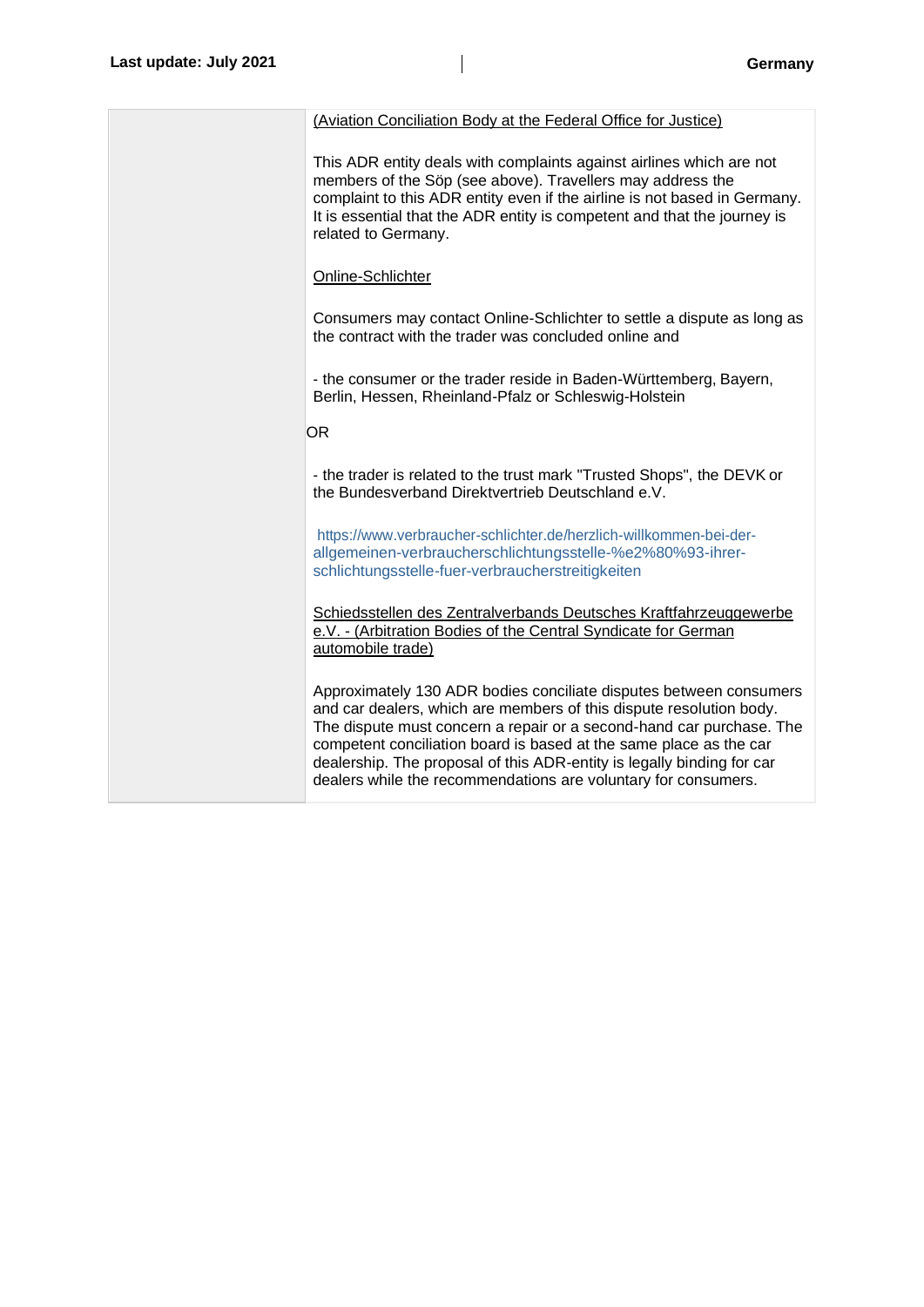| | |
|---|---|
| | (Aviation Conciliation Body at the Federal Office for Justice)<br><br>This ADR entity deals with complaints against airlines which are not members of the Söp (see above). Travellers may address the complaint to this ADR entity even if the airline is not based in Germany. It is essential that the ADR entity is competent and that the journey is related to Germany.<br><br>Online-Schlichter<br><br>Consumers may contact Online-Schlichter to settle a dispute as long as the contract with the trader was concluded online and<br><br>- the consumer or the trader reside in Baden-Württemberg, Bayern, Berlin, Hessen, Rheinland-Pfalz or Schleswig-Holstein<br><br>OR<br><br>- the trader is related to the trust mark "Trusted Shops", the DEVK or the Bundesverband Direktvertrieb Deutschland e.V.<br><br>https://www.verbraucher-schlichter.de/herzlich-willkommen-bei-der-allgemeinen-verbraucherschlichtungsstelle-%e2%80%93-ihrer-schlichtungsstelle-fuer-verbraucherstreitigkeiten<br><br>Schiedsstellen des Zentralverbands Deutsches Kraftfahrzeuggewerbe e.V. - (Arbitration Bodies of the Central Syndicate for German automobile trade)<br><br>Approximately 130 ADR bodies conciliate disputes between consumers and car dealers, which are members of this dispute resolution body. The dispute must concern a repair or a second-hand car purchase. The competent conciliation board is based at the same place as the car dealership. The proposal of this ADR-entity is legally binding for car dealers while the recommendations are voluntary for consumers. |